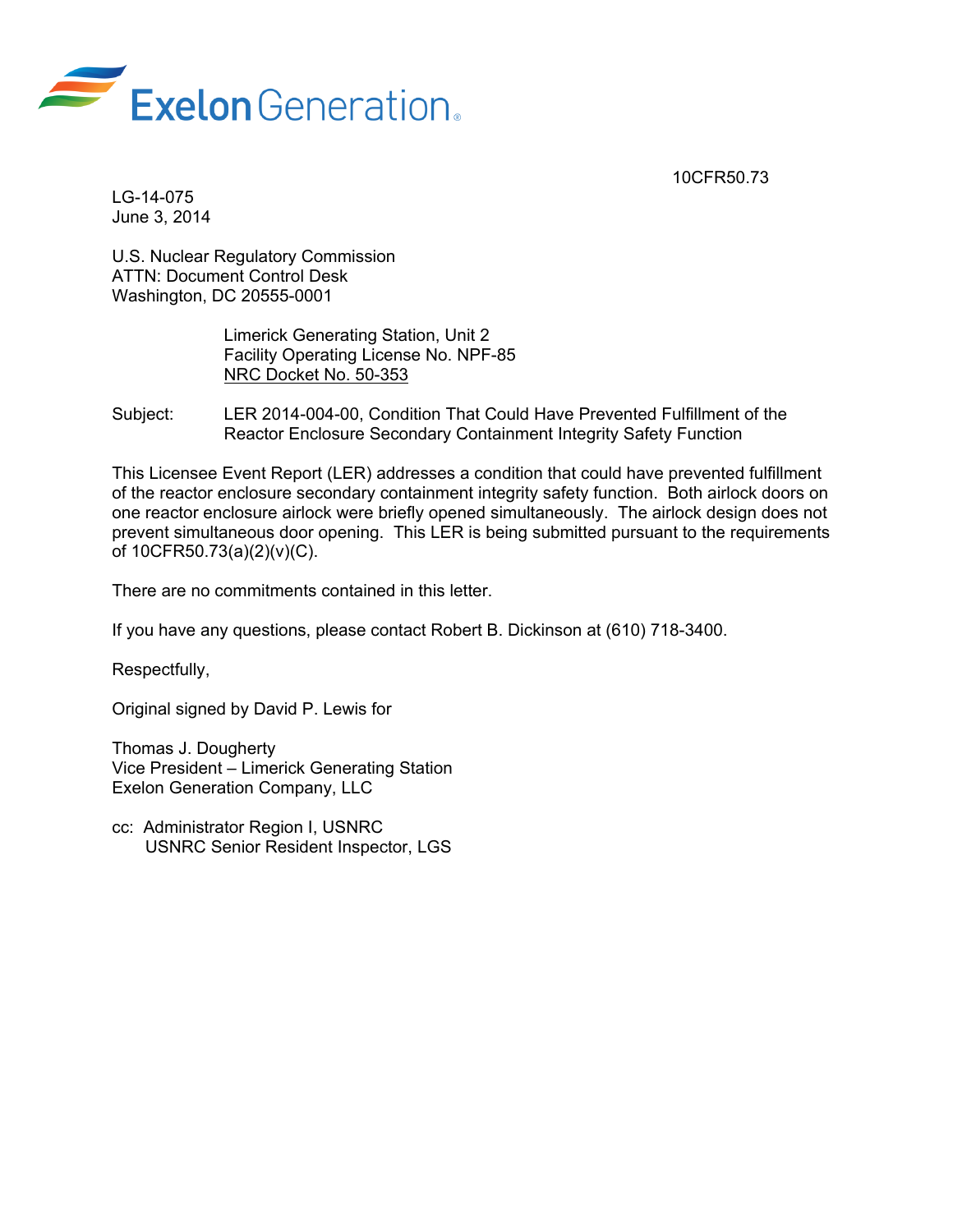Exelon Generation

10CFR50.73

LG-14-075
June 3, 2014

U.S. Nuclear Regulatory Commission
ATTN: Document Control Desk
Washington, DC 20555-0001

Limerick Generating Station, Unit 2
Facility Operating License No. NPF-85
NRC Docket No. 50-353

Subject: LER 2014-004-00, Condition That Could Have Prevented Fulfillment of the Reactor Enclosure Secondary Containment Integrity Safety Function

This Licensee Event Report (LER) addresses a condition that could have prevented fulfillment of the reactor enclosure secondary containment integrity safety function. Both airlock doors on one reactor enclosure airlock were briefly opened simultaneously. The airlock design does not prevent simultaneous door opening. This LER is being submitted pursuant to the requirements of 10CFR50.73(a)(2)(v)(C).

There are no commitments contained in this letter.

If you have any questions, please contact Robert B. Dickinson at (610) 718-3400.

Respectfully,

Original signed by David P. Lewis for

Thomas J. Dougherty
Vice President – Limerick Generating Station
Exelon Generation Company, LLC

cc: Administrator Region I, USNRC
USNRC Senior Resident Inspector, LGS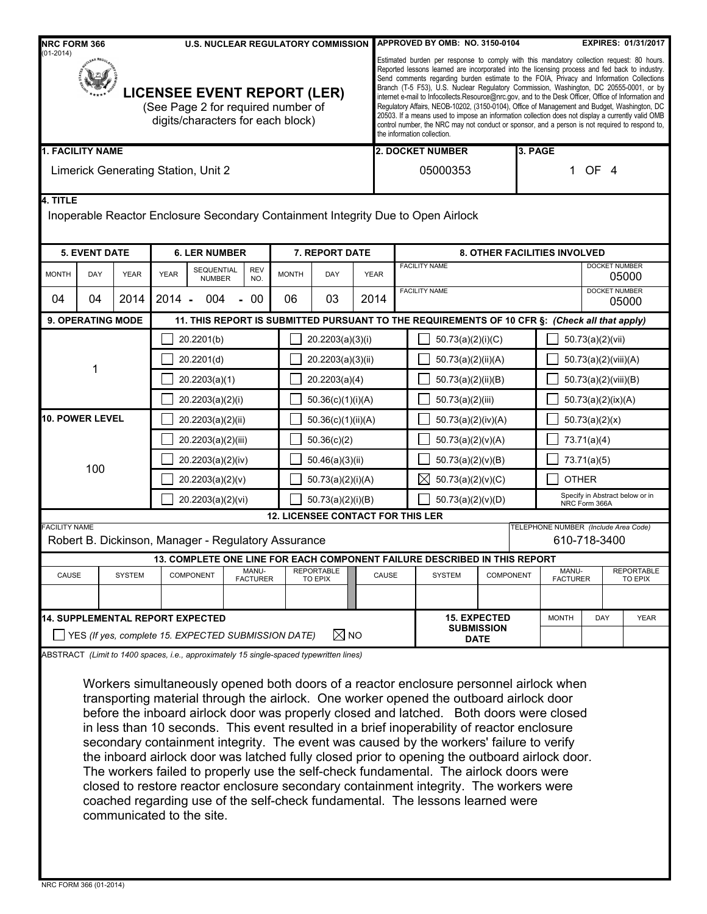NRC FORM 366 (01-2014)

U.S. NUCLEAR REGULATORY COMMISSION

APPROVED BY OMB: NO. 3150-0104 EXPIRES: 01/31/2017

# LICENSEE EVENT REPORT (LER)

(See Page 2 for required number of digits/characters for each block)

Estimated burden per response to comply with this mandatory collection request: 80 hours. Reported lessons learned are incorporated into the licensing process and fed back to industry. Send comments regarding burden estimate to the FOIA, Privacy and Information Collections Branch (T-5 F53), U.S. Nuclear Regulatory Commission, Washington, DC 20555-0001, or by internet e-mail to Infocollects.Resource@nrc.gov, and to the Desk Officer, Office of Information and Regulatory Affairs, NEOB-10202, (3150-0104), Office of Management and Budget, Washington, DC 20503. If a means used to impose an information collection does not display a currently valid OMB control number, the NRC may not conduct or sponsor, and a person is not required to respond to, the information collection.

| 1. FACILITY NAME | 2. DOCKET NUMBER | 3. PAGE |
|---|---|---|
| Limerick Generating Station, Unit 2 | 05000353 | 1 OF 4 |

**4. TITLE**

Inoperable Reactor Enclosure Secondary Containment Integrity Due to Open Airlock

| 5. EVENT DATE | | | 6. LER NUMBER | | | 7. REPORT DATE | | | 8. OTHER FACILITIES INVOLVED | |
|---|---|---|---|---|---|---|---|---|---|---|
| MONTH | DAY | YEAR | YEAR | SEQUENTIAL NUMBER | REV NO. | MONTH | DAY | YEAR | FACILITY NAME | DOCKET NUMBER |
| 04 | 04 | 2014 | 2014 | 004 | 00 | 06 | 03 | 2014 | | 05000 |
| | | | | | | | | | | 05000 |

**9. OPERATING MODE:** 1

**10. POWER LEVEL:** 100

**11. THIS REPORT IS SUBMITTED PURSUANT TO THE REQUIREMENTS OF 10 CFR §: (Check all that apply)**

| | | | |
|---|---|---|---|
| ☐ 20.2201(b) | ☐ 20.2203(a)(3)(i) | ☐ 50.73(a)(2)(i)(C) | ☐ 50.73(a)(2)(vii) |
| ☐ 20.2201(d) | ☐ 20.2203(a)(3)(ii) | ☐ 50.73(a)(2)(ii)(A) | ☐ 50.73(a)(2)(viii)(A) |
| ☐ 20.2203(a)(1) | ☐ 20.2203(a)(4) | ☐ 50.73(a)(2)(ii)(B) | ☐ 50.73(a)(2)(viii)(B) |
| ☐ 20.2203(a)(2)(i) | ☐ 50.36(c)(1)(i)(A) | ☐ 50.73(a)(2)(iii) | ☐ 50.73(a)(2)(ix)(A) |
| ☐ 20.2203(a)(2)(ii) | ☐ 50.36(c)(1)(ii)(A) | ☐ 50.73(a)(2)(iv)(A) | ☐ 50.73(a)(2)(x) |
| ☐ 20.2203(a)(2)(iii) | ☐ 50.36(c)(2) | ☐ 50.73(a)(2)(v)(A) | ☐ 73.71(a)(4) |
| ☐ 20.2203(a)(2)(iv) | ☐ 50.46(a)(3)(ii) | ☐ 50.73(a)(2)(v)(B) | ☐ 73.71(a)(5) |
| ☐ 20.2203(a)(2)(v) | ☐ 50.73(a)(2)(i)(A) | ☒ 50.73(a)(2)(v)(C) | ☐ OTHER |
| ☐ 20.2203(a)(2)(vi) | ☐ 50.73(a)(2)(i)(B) | ☐ 50.73(a)(2)(v)(D) | Specify in Abstract below or in NRC Form 366A |

**12. LICENSEE CONTACT FOR THIS LER**

| FACILITY NAME | TELEPHONE NUMBER (Include Area Code) |
|---|---|
| Robert B. Dickinson, Manager - Regulatory Assurance | 610-718-3400 |

**13. COMPLETE ONE LINE FOR EACH COMPONENT FAILURE DESCRIBED IN THIS REPORT**

| CAUSE | SYSTEM | COMPONENT | MANU-FACTURER | REPORTABLE TO EPIX | CAUSE | SYSTEM | COMPONENT | MANU-FACTURER | REPORTABLE TO EPIX |
|---|---|---|---|---|---|---|---|---|---|
| | | | | | | | | | |

**14. SUPPLEMENTAL REPORT EXPECTED**

☐ YES (If yes, complete 15. EXPECTED SUBMISSION DATE) ☒ NO

**15. EXPECTED SUBMISSION DATE:** MONTH | DAY | YEAR

**ABSTRACT** (Limit to 1400 spaces, i.e., approximately 15 single-spaced typewritten lines)

Workers simultaneously opened both doors of a reactor enclosure personnel airlock when transporting material through the airlock. One worker opened the outboard airlock door before the inboard airlock door was properly closed and latched. Both doors were closed in less than 10 seconds. This event resulted in a brief inoperability of reactor enclosure secondary containment integrity. The event was caused by the workers' failure to verify the inboard airlock door was latched fully closed prior to opening the outboard airlock door. The workers failed to properly use the self-check fundamental. The airlock doors were closed to restore reactor enclosure secondary containment integrity. The workers were coached regarding use of the self-check fundamental. The lessons learned were communicated to the site.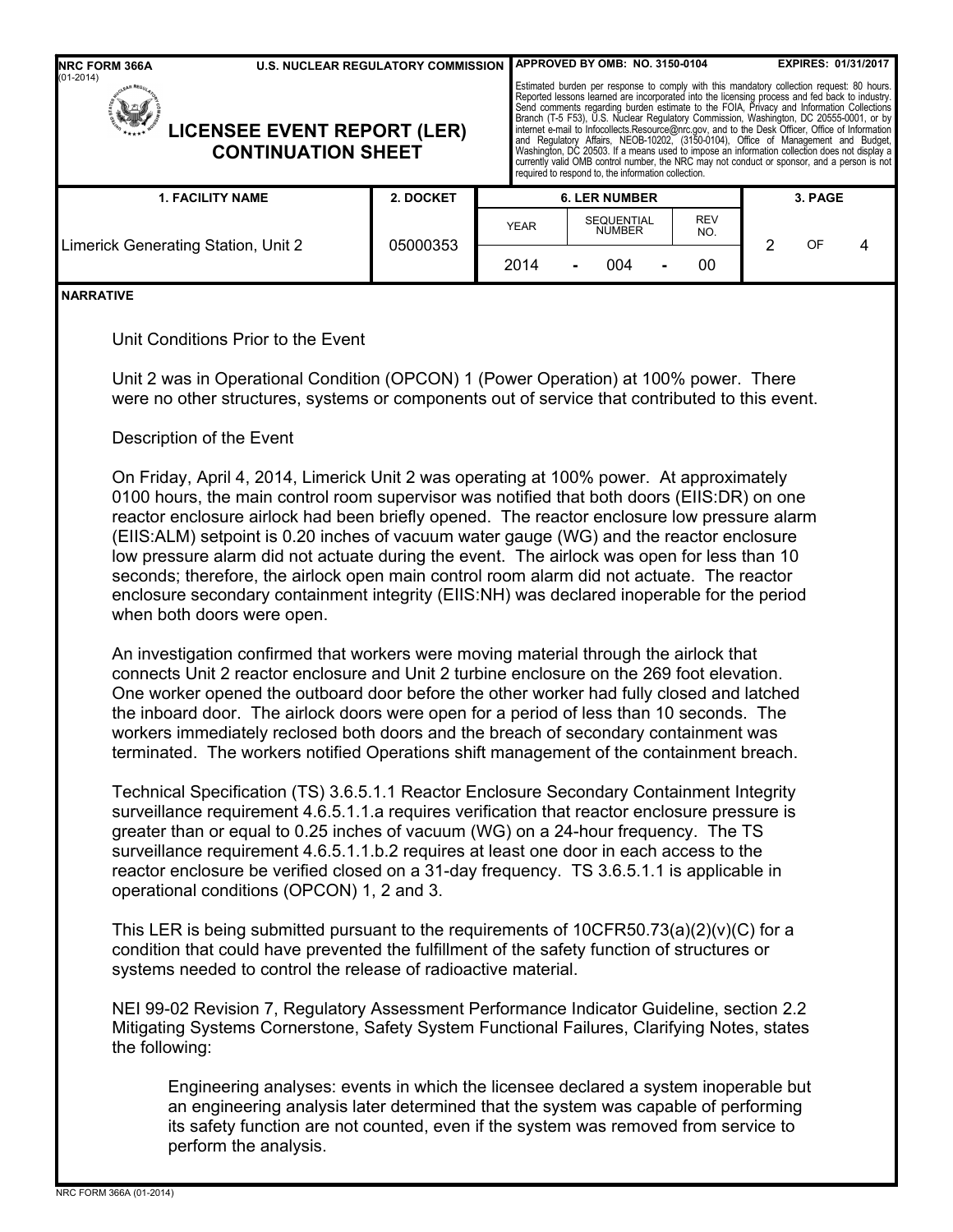| 1. FACILITY NAME | 2. DOCKET | 6. LER NUMBER | | | 3. PAGE |
|---|---|---|---|---|---|
| | | YEAR | SEQUENTIAL NUMBER | REV NO. | |
| Limerick Generating Station, Unit 2 | 05000353 | 2014 | 004 | 00 | 2 OF 4 |

**NARRATIVE**

Unit Conditions Prior to the Event

Unit 2 was in Operational Condition (OPCON) 1 (Power Operation) at 100% power. There were no other structures, systems or components out of service that contributed to this event.

Description of the Event

On Friday, April 4, 2014, Limerick Unit 2 was operating at 100% power. At approximately 0100 hours, the main control room supervisor was notified that both doors (EIIS:DR) on one reactor enclosure airlock had been briefly opened. The reactor enclosure low pressure alarm (EIIS:ALM) setpoint is 0.20 inches of vacuum water gauge (WG) and the reactor enclosure low pressure alarm did not actuate during the event. The airlock was open for less than 10 seconds; therefore, the airlock open main control room alarm did not actuate. The reactor enclosure secondary containment integrity (EIIS:NH) was declared inoperable for the period when both doors were open.

An investigation confirmed that workers were moving material through the airlock that connects Unit 2 reactor enclosure and Unit 2 turbine enclosure on the 269 foot elevation. One worker opened the outboard door before the other worker had fully closed and latched the inboard door. The airlock doors were open for a period of less than 10 seconds. The workers immediately reclosed both doors and the breach of secondary containment was terminated. The workers notified Operations shift management of the containment breach.

Technical Specification (TS) 3.6.5.1.1 Reactor Enclosure Secondary Containment Integrity surveillance requirement 4.6.5.1.1.a requires verification that reactor enclosure pressure is greater than or equal to 0.25 inches of vacuum (WG) on a 24-hour frequency. The TS surveillance requirement 4.6.5.1.1.b.2 requires at least one door in each access to the reactor enclosure be verified closed on a 31-day frequency. TS 3.6.5.1.1 is applicable in operational conditions (OPCON) 1, 2 and 3.

This LER is being submitted pursuant to the requirements of 10CFR50.73(a)(2)(v)(C) for a condition that could have prevented the fulfillment of the safety function of structures or systems needed to control the release of radioactive material.

NEI 99-02 Revision 7, Regulatory Assessment Performance Indicator Guideline, section 2.2 Mitigating Systems Cornerstone, Safety System Functional Failures, Clarifying Notes, states the following:

> Engineering analyses: events in which the licensee declared a system inoperable but an engineering analysis later determined that the system was capable of performing its safety function are not counted, even if the system was removed from service to perform the analysis.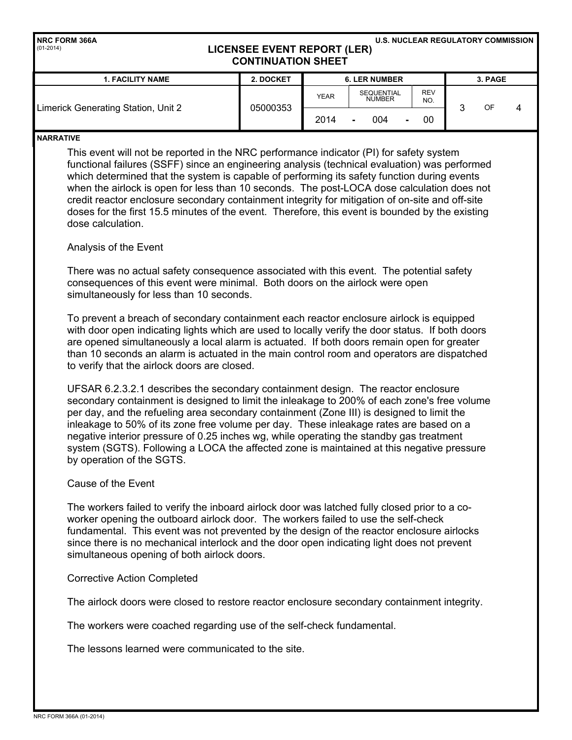| 1. FACILITY NAME | 2. DOCKET | 6. LER NUMBER | | | 3. PAGE |
|---|---|---|---|---|---|
| | | YEAR | SEQUENTIAL NUMBER | REV NO. | |
| Limerick Generating Station, Unit 2 | 05000353 | 2014 | 004 | 00 | 3 OF 4 |

**NARRATIVE**

This event will not be reported in the NRC performance indicator (PI) for safety system functional failures (SSFF) since an engineering analysis (technical evaluation) was performed which determined that the system is capable of performing its safety function during events when the airlock is open for less than 10 seconds. The post-LOCA dose calculation does not credit reactor enclosure secondary containment integrity for mitigation of on-site and off-site doses for the first 15.5 minutes of the event. Therefore, this event is bounded by the existing dose calculation.

Analysis of the Event

There was no actual safety consequence associated with this event. The potential safety consequences of this event were minimal. Both doors on the airlock were open simultaneously for less than 10 seconds.

To prevent a breach of secondary containment each reactor enclosure airlock is equipped with door open indicating lights which are used to locally verify the door status. If both doors are opened simultaneously a local alarm is actuated. If both doors remain open for greater than 10 seconds an alarm is actuated in the main control room and operators are dispatched to verify that the airlock doors are closed.

UFSAR 6.2.3.2.1 describes the secondary containment design. The reactor enclosure secondary containment is designed to limit the inleakage to 200% of each zone's free volume per day, and the refueling area secondary containment (Zone III) is designed to limit the inleakage to 50% of its zone free volume per day. These inleakage rates are based on a negative interior pressure of 0.25 inches wg, while operating the standby gas treatment system (SGTS). Following a LOCA the affected zone is maintained at this negative pressure by operation of the SGTS.

Cause of the Event

The workers failed to verify the inboard airlock door was latched fully closed prior to a co-worker opening the outboard airlock door. The workers failed to use the self-check fundamental. This event was not prevented by the design of the reactor enclosure airlocks since there is no mechanical interlock and the door open indicating light does not prevent simultaneous opening of both airlock doors.

Corrective Action Completed

The airlock doors were closed to restore reactor enclosure secondary containment integrity.

The workers were coached regarding use of the self-check fundamental.

The lessons learned were communicated to the site.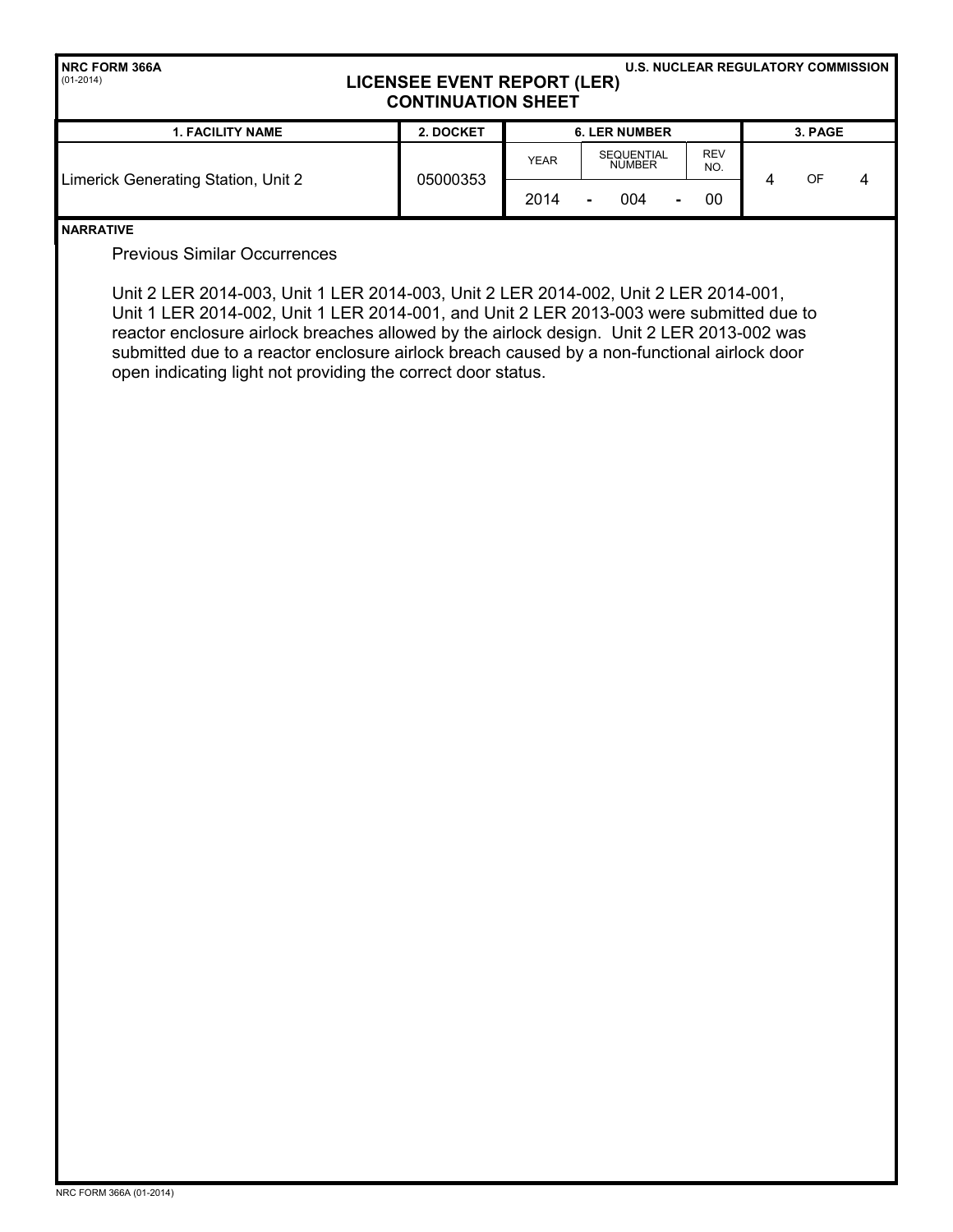| 1. FACILITY NAME | 2. DOCKET | 6. LER NUMBER | | | 3. PAGE |
|---|---|---|---|---|---|
| | | YEAR | SEQUENTIAL NUMBER | REV NO. | |
| Limerick Generating Station, Unit 2 | 05000353 | 2014 | 004 | 00 | 4 OF 4 |

**NARRATIVE**

Previous Similar Occurrences

Unit 2 LER 2014-003, Unit 1 LER 2014-003, Unit 2 LER 2014-002, Unit 2 LER 2014-001, Unit 1 LER 2014-002, Unit 1 LER 2014-001, and Unit 2 LER 2013-003 were submitted due to reactor enclosure airlock breaches allowed by the airlock design. Unit 2 LER 2013-002 was submitted due to a reactor enclosure airlock breach caused by a non-functional airlock door open indicating light not providing the correct door status.